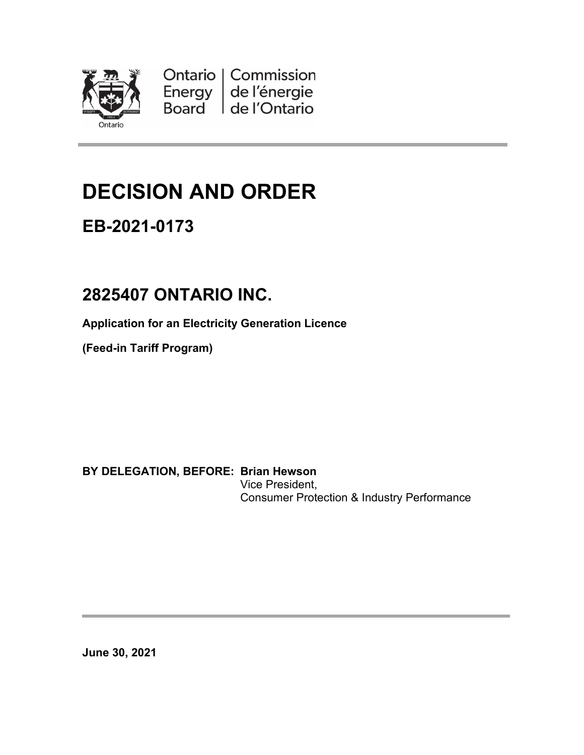Ontario Energy Board | Commission de l'énergie de l'Ontario

# DECISION AND ORDER

## EB-2021-0173

## 2825407 ONTARIO INC.

**Application for an Electricity Generation Licence**

**(Feed-in Tariff Program)**

**BY DELEGATION, BEFORE: Brian Hewson**
Vice President,
Consumer Protection & Industry Performance

**June 30, 2021**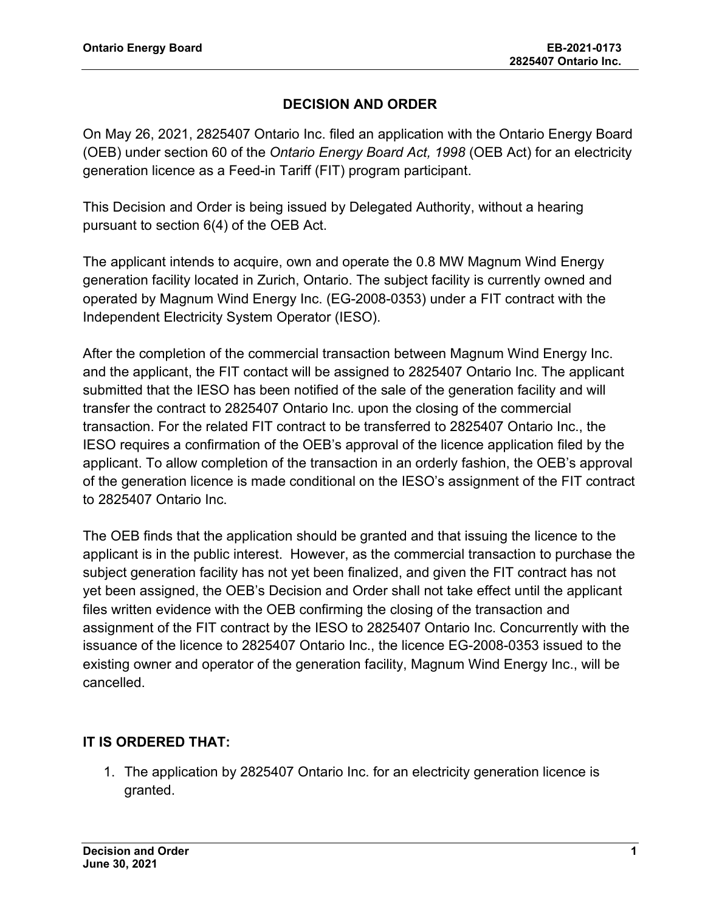# DECISION AND ORDER

On May 26, 2021, 2825407 Ontario Inc. filed an application with the Ontario Energy Board (OEB) under section 60 of the *Ontario Energy Board Act, 1998* (OEB Act) for an electricity generation licence as a Feed-in Tariff (FIT) program participant.

This Decision and Order is being issued by Delegated Authority, without a hearing pursuant to section 6(4) of the OEB Act.

The applicant intends to acquire, own and operate the 0.8 MW Magnum Wind Energy generation facility located in Zurich, Ontario. The subject facility is currently owned and operated by Magnum Wind Energy Inc. (EG-2008-0353) under a FIT contract with the Independent Electricity System Operator (IESO).

After the completion of the commercial transaction between Magnum Wind Energy Inc. and the applicant, the FIT contact will be assigned to 2825407 Ontario Inc. The applicant submitted that the IESO has been notified of the sale of the generation facility and will transfer the contract to 2825407 Ontario Inc. upon the closing of the commercial transaction. For the related FIT contract to be transferred to 2825407 Ontario Inc., the IESO requires a confirmation of the OEB's approval of the licence application filed by the applicant. To allow completion of the transaction in an orderly fashion, the OEB's approval of the generation licence is made conditional on the IESO's assignment of the FIT contract to 2825407 Ontario Inc.

The OEB finds that the application should be granted and that issuing the licence to the applicant is in the public interest. However, as the commercial transaction to purchase the subject generation facility has not yet been finalized, and given the FIT contract has not yet been assigned, the OEB's Decision and Order shall not take effect until the applicant files written evidence with the OEB confirming the closing of the transaction and assignment of the FIT contract by the IESO to 2825407 Ontario Inc. Concurrently with the issuance of the licence to 2825407 Ontario Inc., the licence EG-2008-0353 issued to the existing owner and operator of the generation facility, Magnum Wind Energy Inc., will be cancelled.

## IT IS ORDERED THAT:

1. The application by 2825407 Ontario Inc. for an electricity generation licence is granted.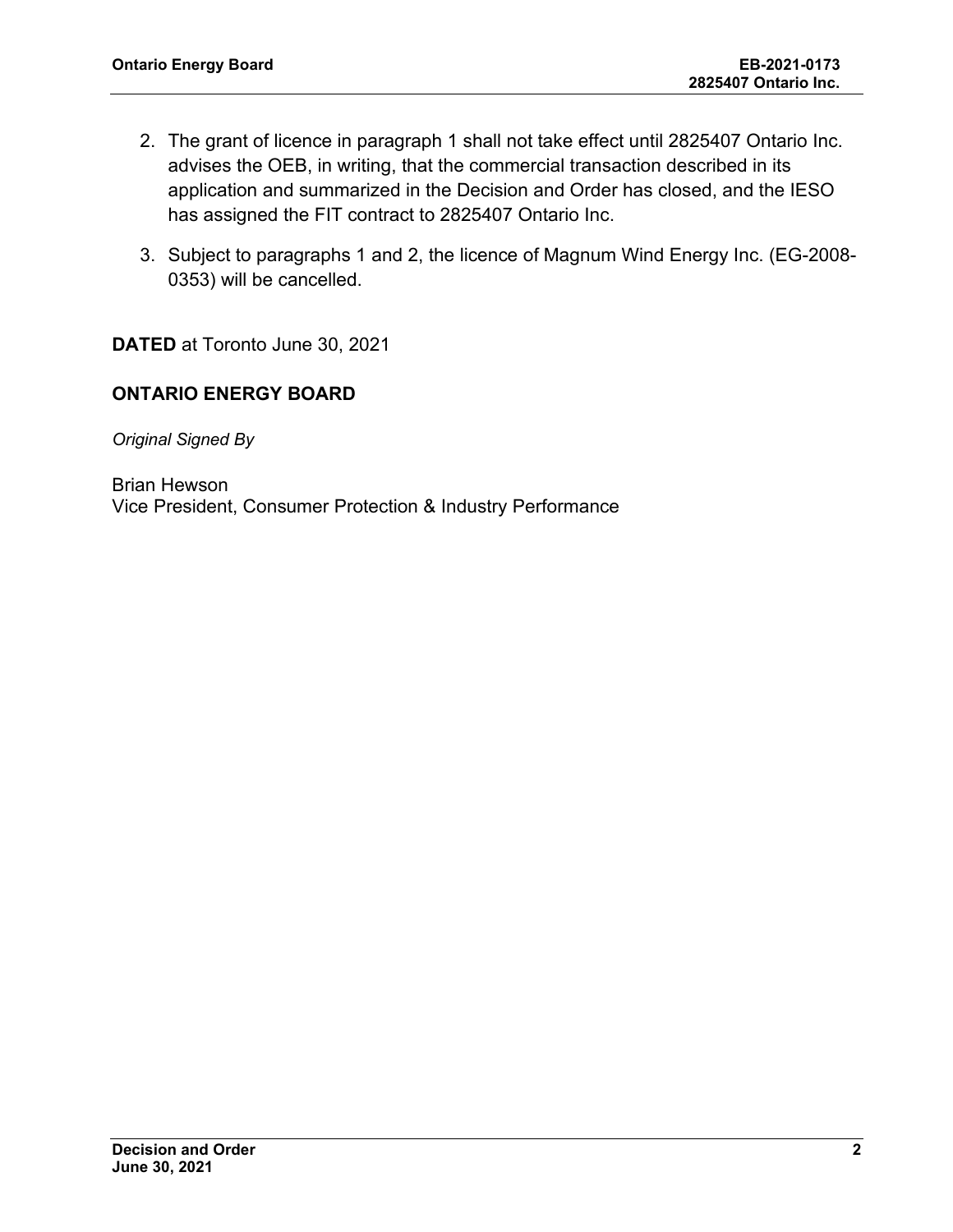2. The grant of licence in paragraph 1 shall not take effect until 2825407 Ontario Inc. advises the OEB, in writing, that the commercial transaction described in its application and summarized in the Decision and Order has closed, and the IESO has assigned the FIT contract to 2825407 Ontario Inc.

3. Subject to paragraphs 1 and 2, the licence of Magnum Wind Energy Inc. (EG-2008-0353) will be cancelled.

**DATED** at Toronto June 30, 2021

**ONTARIO ENERGY BOARD**

*Original Signed By*

Brian Hewson
Vice President, Consumer Protection & Industry Performance